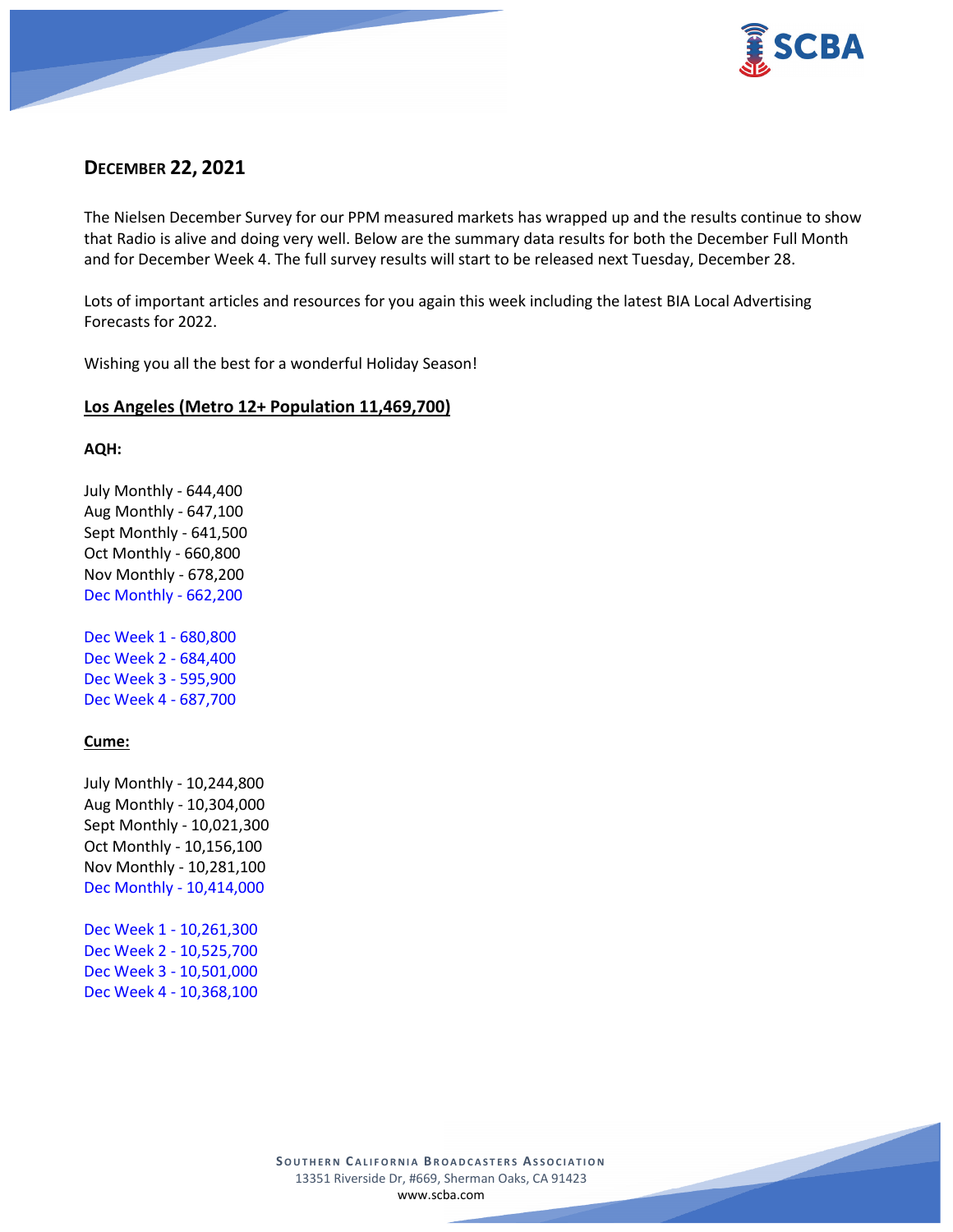## DECEMBER 22, 2021

The Nielsen December Survey for our PPM measured markets has wrapped up and the results continue to show that Radio is alive and doing very well. Below are the summary data results for both the December Full Month and for December Week 4. The full survey results will start to be released next Tuesday, December 28.

Lots of important articles and resources for you again this week including the latest BIA Local Advertising Forecasts for 2022.

Wishing you all the best for a wonderful Holiday Season!

### Los Angeles (Metro 12+ Population 11,469,700)

**AQH:**

July Monthly - 644,400
Aug Monthly - 647,100
Sept Monthly - 641,500
Oct Monthly - 660,800
Nov Monthly - 678,200
Dec Monthly - 662,200

Dec Week 1 - 680,800
Dec Week 2 - 684,400
Dec Week 3 - 595,900
Dec Week 4 - 687,700

**Cume:**

July Monthly - 10,244,800
Aug Monthly - 10,304,000
Sept Monthly - 10,021,300
Oct Monthly - 10,156,100
Nov Monthly - 10,281,100
Dec Monthly - 10,414,000

Dec Week 1 - 10,261,300
Dec Week 2 - 10,525,700
Dec Week 3 - 10,501,000
Dec Week 4 - 10,368,100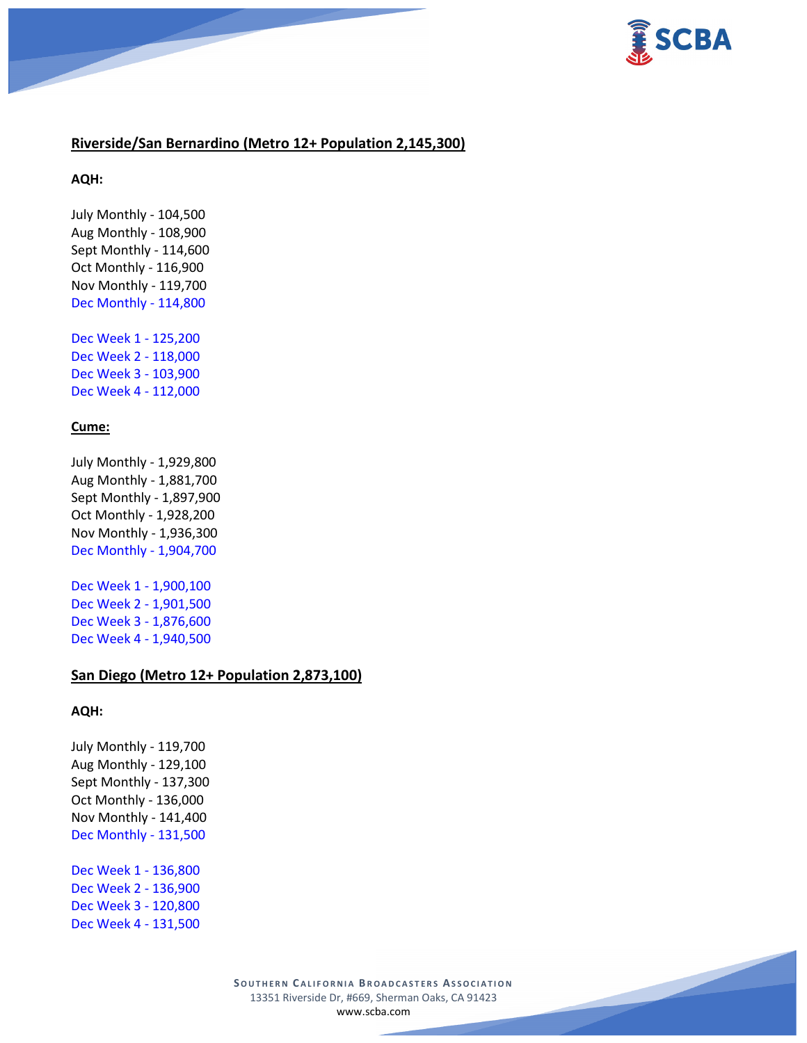## Riverside/San Bernardino (Metro 12+ Population 2,145,300)

**AQH:**

July Monthly - 104,500
Aug Monthly - 108,900
Sept Monthly - 114,600
Oct Monthly - 116,900
Nov Monthly - 119,700
Dec Monthly - 114,800

Dec Week 1 - 125,200
Dec Week 2 - 118,000
Dec Week 3 - 103,900
Dec Week 4 - 112,000

**Cume:**

July Monthly - 1,929,800
Aug Monthly - 1,881,700
Sept Monthly - 1,897,900
Oct Monthly - 1,928,200
Nov Monthly - 1,936,300
Dec Monthly - 1,904,700

Dec Week 1 - 1,900,100
Dec Week 2 - 1,901,500
Dec Week 3 - 1,876,600
Dec Week 4 - 1,940,500

## San Diego (Metro 12+ Population 2,873,100)

**AQH:**

July Monthly - 119,700
Aug Monthly - 129,100
Sept Monthly - 137,300
Oct Monthly - 136,000
Nov Monthly - 141,400
Dec Monthly - 131,500

Dec Week 1 - 136,800
Dec Week 2 - 136,900
Dec Week 3 - 120,800
Dec Week 4 - 131,500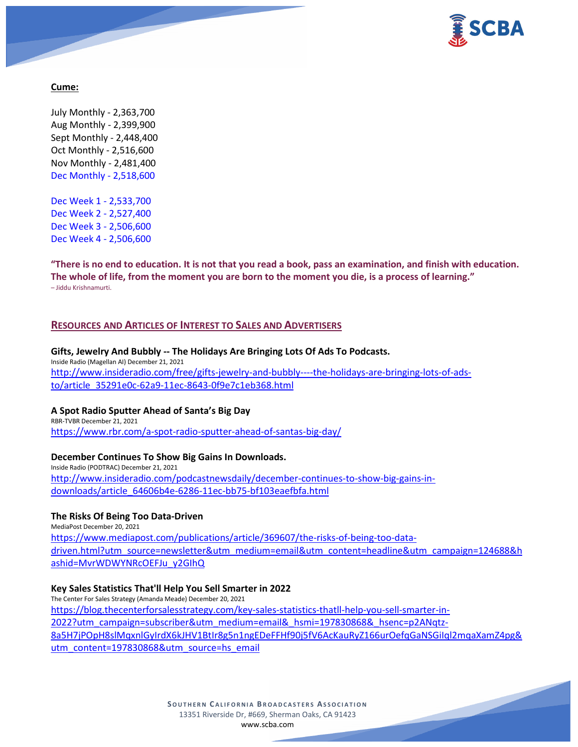**Cume:**

July Monthly - 2,363,700
Aug Monthly - 2,399,900
Sept Monthly - 2,448,400
Oct Monthly - 2,516,600
Nov Monthly - 2,481,400
Dec Monthly - 2,518,600

Dec Week 1 - 2,533,700
Dec Week 2 - 2,527,400
Dec Week 3 - 2,506,600
Dec Week 4 - 2,506,600

**"There is no end to education. It is not that you read a book, pass an examination, and finish with education. The whole of life, from the moment you are born to the moment you die, is a process of learning."**
– Jiddu Krishnamurti.

## RESOURCES AND ARTICLES OF INTEREST TO SALES AND ADVERTISERS

**Gifts, Jewelry And Bubbly -- The Holidays Are Bringing Lots Of Ads To Podcasts.**
Inside Radio (Magellan AI) December 21, 2021
http://www.insideradio.com/free/gifts-jewelry-and-bubbly----the-holidays-are-bringing-lots-of-ads-to/article_35291e0c-62a9-11ec-8643-0f9e7c1eb368.html

**A Spot Radio Sputter Ahead of Santa's Big Day**
RBR-TVBR December 21, 2021
https://www.rbr.com/a-spot-radio-sputter-ahead-of-santas-big-day/

**December Continues To Show Big Gains In Downloads.**
Inside Radio (PODTRAC) December 21, 2021
http://www.insideradio.com/podcastnewsdaily/december-continues-to-show-big-gains-in-downloads/article_64606b4e-6286-11ec-bb75-bf103eaefbfa.html

**The Risks Of Being Too Data-Driven**
MediaPost December 20, 2021
https://www.mediapost.com/publications/article/369607/the-risks-of-being-too-data-driven.html?utm_source=newsletter&utm_medium=email&utm_content=headline&utm_campaign=124688&hashid=MvrWDWYNRcOEFJu_y2GIhQ

**Key Sales Statistics That'll Help You Sell Smarter in 2022**
The Center For Sales Strategy (Amanda Meade) December 20, 2021
https://blog.thecenterforsalesstrategy.com/key-sales-statistics-thatll-help-you-sell-smarter-in-2022?utm_campaign=subscriber&utm_medium=email&_hsmi=197830868&_hsenc=p2ANqtz-8a5H7jPOpH8slMqxnlGyIrdX6kJHV1BtIr8g5n1ngEDeFFHf90j5fV6AcKauRyZ166urOefqGaNSGiIql2mqaXamZ4pg&utm_content=197830868&utm_source=hs_email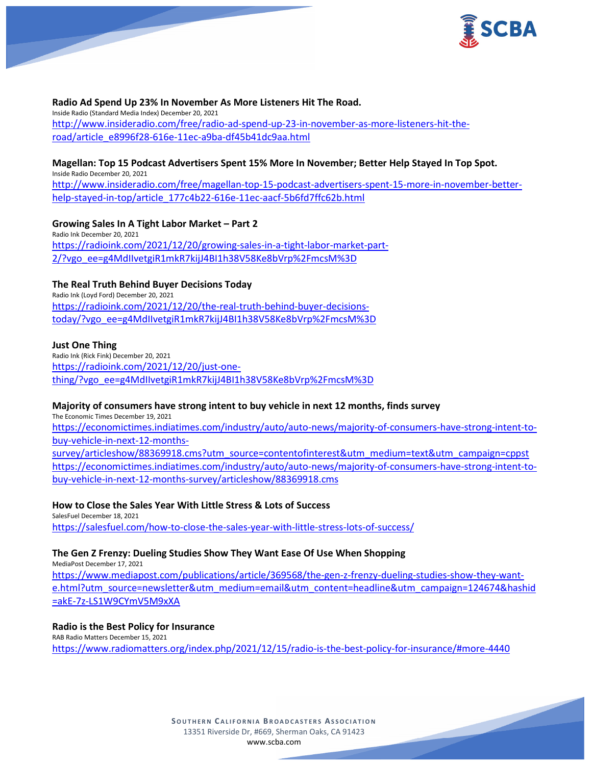**Radio Ad Spend Up 23% In November As More Listeners Hit The Road.**
Inside Radio (Standard Media Index) December 20, 2021
http://www.insideradio.com/free/radio-ad-spend-up-23-in-november-as-more-listeners-hit-the-road/article_e8996f28-616e-11ec-a9ba-df45b41dc9aa.html

**Magellan: Top 15 Podcast Advertisers Spent 15% More In November; Better Help Stayed In Top Spot.**
Inside Radio December 20, 2021
http://www.insideradio.com/free/magellan-top-15-podcast-advertisers-spent-15-more-in-november-better-help-stayed-in-top/article_177c4b22-616e-11ec-aacf-5b6fd7ffc62b.html

**Growing Sales In A Tight Labor Market – Part 2**
Radio Ink December 20, 2021
https://radioink.com/2021/12/20/growing-sales-in-a-tight-labor-market-part-2/?vgo_ee=g4MdIIvetgiR1mkR7kijJ4BI1h38V58Ke8bVrp%2FmcsM%3D

**The Real Truth Behind Buyer Decisions Today**
Radio Ink (Loyd Ford) December 20, 2021
https://radioink.com/2021/12/20/the-real-truth-behind-buyer-decisions-today/?vgo_ee=g4MdIIvetgiR1mkR7kijJ4BI1h38V58Ke8bVrp%2FmcsM%3D

**Just One Thing**
Radio Ink (Rick Fink) December 20, 2021
https://radioink.com/2021/12/20/just-one-thing/?vgo_ee=g4MdIIvetgiR1mkR7kijJ4BI1h38V58Ke8bVrp%2FmcsM%3D

**Majority of consumers have strong intent to buy vehicle in next 12 months, finds survey**
The Economic Times December 19, 2021
https://economictimes.indiatimes.com/industry/auto/auto-news/majority-of-consumers-have-strong-intent-to-buy-vehicle-in-next-12-months-survey/articleshow/88369918.cms?utm_source=contentofinterest&utm_medium=text&utm_campaign=cppst
https://economictimes.indiatimes.com/industry/auto/auto-news/majority-of-consumers-have-strong-intent-to-buy-vehicle-in-next-12-months-survey/articleshow/88369918.cms

**How to Close the Sales Year With Little Stress & Lots of Success**
SalesFuel December 18, 2021
https://salesfuel.com/how-to-close-the-sales-year-with-little-stress-lots-of-success/

**The Gen Z Frenzy: Dueling Studies Show They Want Ease Of Use When Shopping**
MediaPost December 17, 2021
https://www.mediapost.com/publications/article/369568/the-gen-z-frenzy-dueling-studies-show-they-want-e.html?utm_source=newsletter&utm_medium=email&utm_content=headline&utm_campaign=124674&hashid=akE-7z-LS1W9CYmV5M9xXA

**Radio is the Best Policy for Insurance**
RAB Radio Matters December 15, 2021
https://www.radiomatters.org/index.php/2021/12/15/radio-is-the-best-policy-for-insurance/#more-4440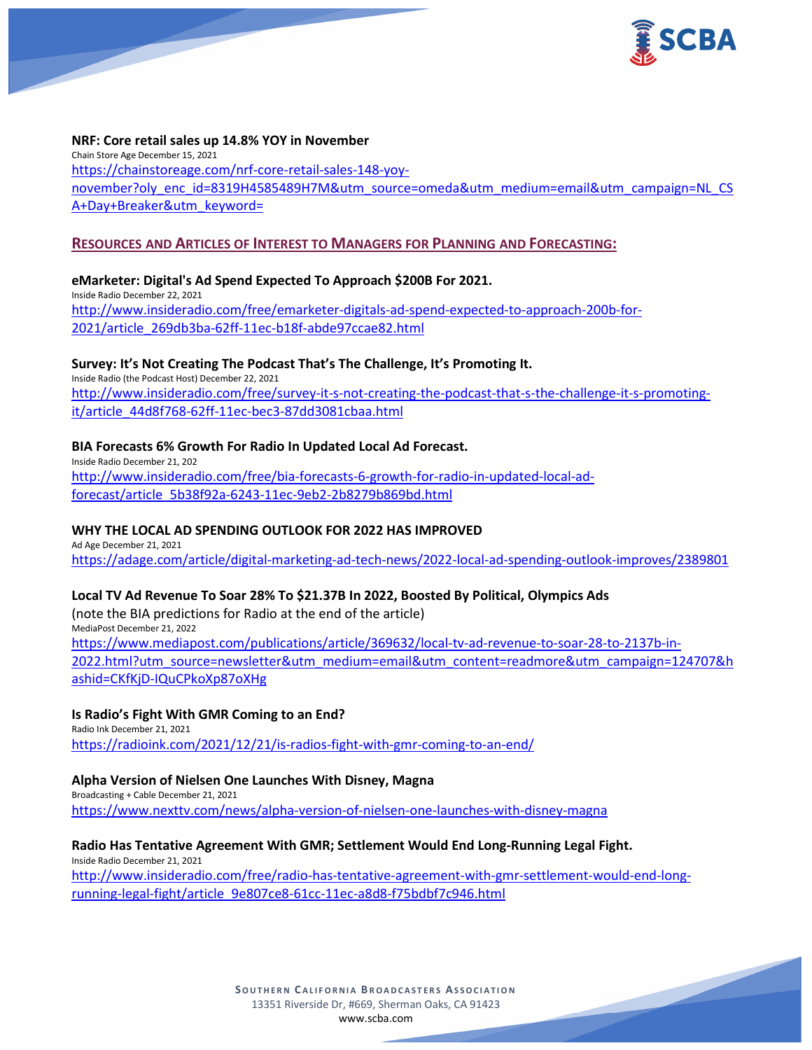**NRF: Core retail sales up 14.8% YOY in November**
Chain Store Age December 15, 2021
https://chainstoreage.com/nrf-core-retail-sales-148-yoy-november?oly_enc_id=8319H4585489H7M&utm_source=omeda&utm_medium=email&utm_campaign=NL_CSA+Day+Breaker&utm_keyword=

## RESOURCES AND ARTICLES OF INTEREST TO MANAGERS FOR PLANNING AND FORECASTING:

**eMarketer: Digital's Ad Spend Expected To Approach $200B For 2021.**
Inside Radio December 22, 2021
http://www.insideradio.com/free/emarketer-digitals-ad-spend-expected-to-approach-200b-for-2021/article_269db3ba-62ff-11ec-b18f-abde97ccae82.html

**Survey: It's Not Creating The Podcast That's The Challenge, It's Promoting It.**
Inside Radio (the Podcast Host) December 22, 2021
http://www.insideradio.com/free/survey-it-s-not-creating-the-podcast-that-s-the-challenge-it-s-promoting-it/article_44d8f768-62ff-11ec-bec3-87dd3081cbaa.html

**BIA Forecasts 6% Growth For Radio In Updated Local Ad Forecast.**
Inside Radio December 21, 202
http://www.insideradio.com/free/bia-forecasts-6-growth-for-radio-in-updated-local-ad-forecast/article_5b38f92a-6243-11ec-9eb2-2b8279b869bd.html

**WHY THE LOCAL AD SPENDING OUTLOOK FOR 2022 HAS IMPROVED**
Ad Age December 21, 2021
https://adage.com/article/digital-marketing-ad-tech-news/2022-local-ad-spending-outlook-improves/2389801

**Local TV Ad Revenue To Soar 28% To $21.37B In 2022, Boosted By Political, Olympics Ads**
(note the BIA predictions for Radio at the end of the article)
MediaPost December 21, 2022
https://www.mediapost.com/publications/article/369632/local-tv-ad-revenue-to-soar-28-to-2137b-in-2022.html?utm_source=newsletter&utm_medium=email&utm_content=readmore&utm_campaign=124707&hashid=CKfKjD-IQuCPkoXp87oXHg

**Is Radio's Fight With GMR Coming to an End?**
Radio Ink December 21, 2021
https://radioink.com/2021/12/21/is-radios-fight-with-gmr-coming-to-an-end/

**Alpha Version of Nielsen One Launches With Disney, Magna**
Broadcasting + Cable December 21, 2021
https://www.nexttv.com/news/alpha-version-of-nielsen-one-launches-with-disney-magna

**Radio Has Tentative Agreement With GMR; Settlement Would End Long-Running Legal Fight.**
Inside Radio December 21, 2021
http://www.insideradio.com/free/radio-has-tentative-agreement-with-gmr-settlement-would-end-long-running-legal-fight/article_9e807ce8-61cc-11ec-a8d8-f75bdbf7c946.html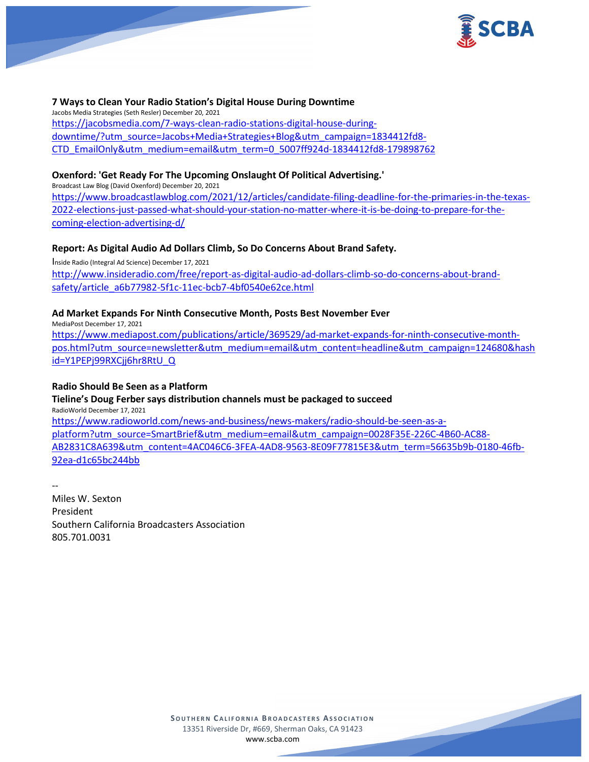**7 Ways to Clean Your Radio Station's Digital House During Downtime**

Jacobs Media Strategies (Seth Resler) December 20, 2021

https://jacobsmedia.com/7-ways-clean-radio-stations-digital-house-during-downtime/?utm_source=Jacobs+Media+Strategies+Blog&utm_campaign=1834412fd8-CTD_EmailOnly&utm_medium=email&utm_term=0_5007ff924d-1834412fd8-179898762

**Oxenford: 'Get Ready For The Upcoming Onslaught Of Political Advertising.'**

Broadcast Law Blog (David Oxenford) December 20, 2021

https://www.broadcastlawblog.com/2021/12/articles/candidate-filing-deadline-for-the-primaries-in-the-texas-2022-elections-just-passed-what-should-your-station-no-matter-where-it-is-be-doing-to-prepare-for-the-coming-election-advertising-d/

**Report: As Digital Audio Ad Dollars Climb, So Do Concerns About Brand Safety.**

Inside Radio (Integral Ad Science) December 17, 2021

http://www.insideradio.com/free/report-as-digital-audio-ad-dollars-climb-so-do-concerns-about-brand-safety/article_a6b77982-5f1c-11ec-bcb7-4bf0540e62ce.html

**Ad Market Expands For Ninth Consecutive Month, Posts Best November Ever**

MediaPost December 17, 2021

https://www.mediapost.com/publications/article/369529/ad-market-expands-for-ninth-consecutive-month-pos.html?utm_source=newsletter&utm_medium=email&utm_content=headline&utm_campaign=124680&hashid=Y1PEPj99RXCjj6hr8RtU_Q

**Radio Should Be Seen as a Platform**

**Tieline's Doug Ferber says distribution channels must be packaged to succeed**

RadioWorld December 17, 2021

https://www.radioworld.com/news-and-business/news-makers/radio-should-be-seen-as-a-platform?utm_source=SmartBrief&utm_medium=email&utm_campaign=0028F35E-226C-4B60-AC88-AB2831C8A639&utm_content=4AC046C6-3FEA-4AD8-9563-8E09F77815E3&utm_term=56635b9b-0180-46fb-92ea-d1c65bc244bb

--

Miles W. Sexton
President
Southern California Broadcasters Association
805.701.0031